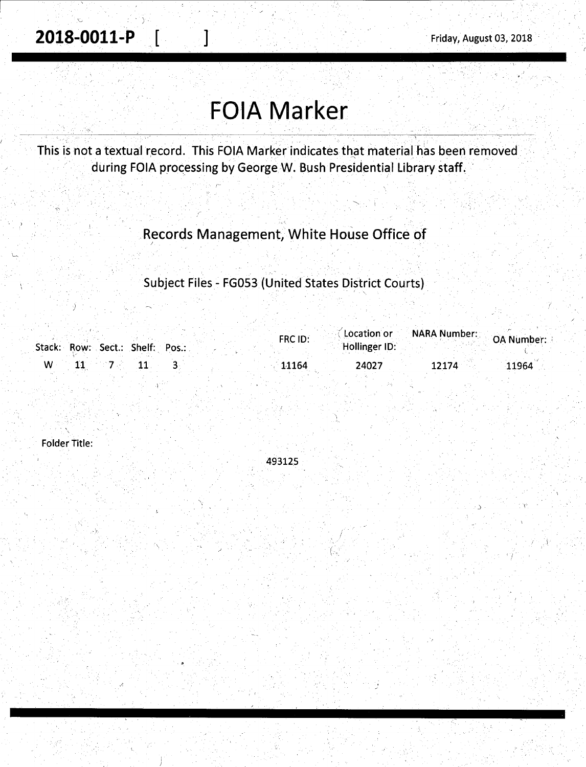**2018-0011-P** [ ]

Friday, August 03, 2018

# FOIA Marker

This is not a textual record. This FOIA Marker indicates that material has been removed during FOIA processing by George W. Bush Presidential Library staff.

Records Management, White House Office of

Subject Files - FG053 (United States District Courts)

| Stack: | Row: | Sect.: | Shelf: | Pos.: | FRC ID: | Location or Hollinger ID: | NARA Number: | OA Number: |
|---|---|---|---|---|---|---|---|---|
| W | 11 | 7 | 11 | 3 | 11164 | 24027 | 12174 | 11964 |

Folder Title:

493125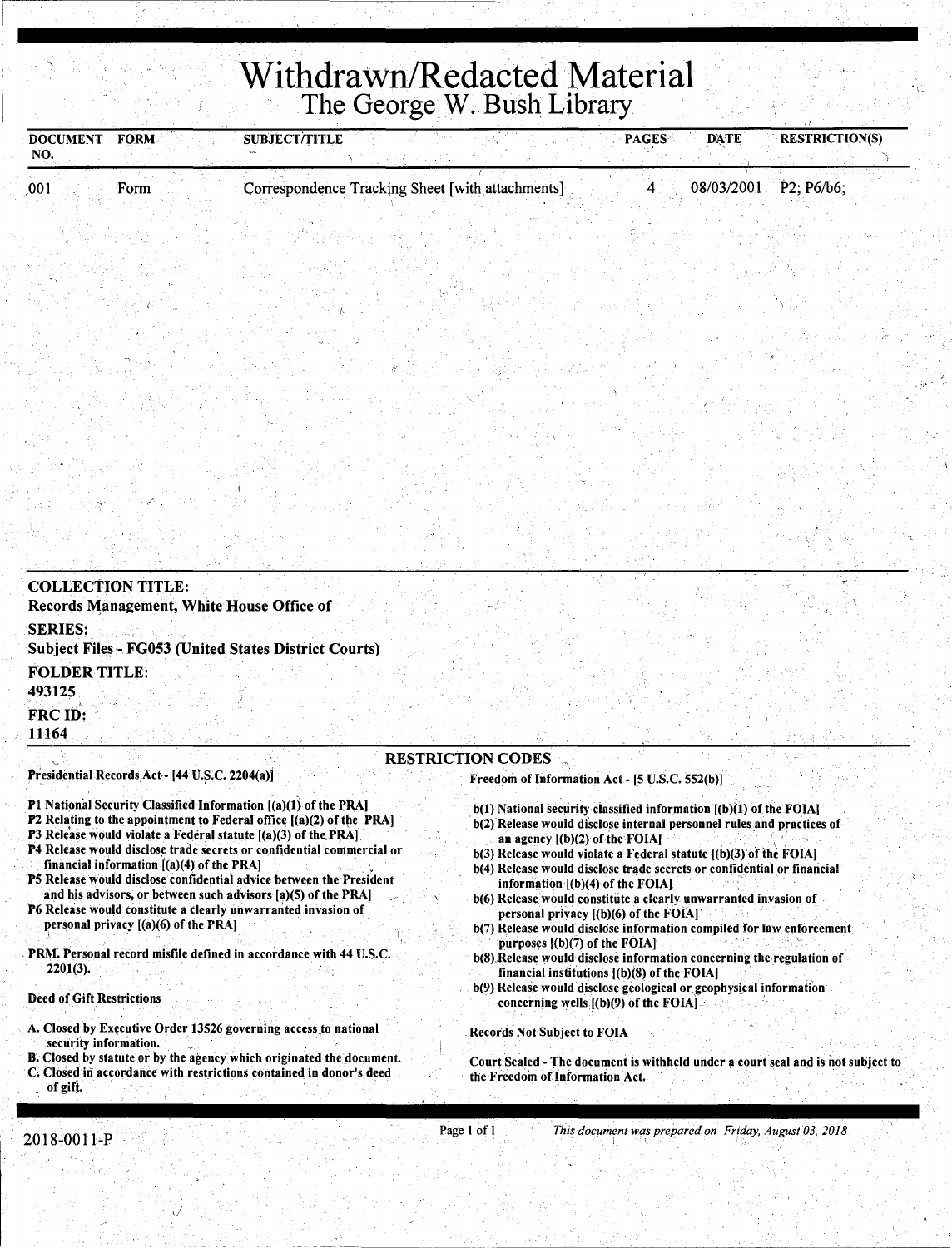# Withdrawn/Redacted Material
## The George W. Bush Library

| DOCUMENT NO. | FORM | SUBJECT/TITLE | PAGES | DATE | RESTRICTION(S) |
|---|---|---|---|---|---|
| 001 | Form | Correspondence Tracking Sheet [with attachments] | 4 | 08/03/2001 | P2; P6/b6; |

**COLLECTION TITLE:**
Records Management, White House Office of

**SERIES:**
Subject Files - FG053 (United States District Courts)

**FOLDER TITLE:**
493125

**FRC ID:**
11164

### RESTRICTION CODES

**Presidential Records Act - [44 U.S.C. 2204(a)]**

P1 National Security Classified Information [(a)(1) of the PRA]
P2 Relating to the appointment to Federal office [(a)(2) of the PRA]
P3 Release would violate a Federal statute [(a)(3) of the PRA]
P4 Release would disclose trade secrets or confidential commercial or financial information [(a)(4) of the PRA]
P5 Release would disclose confidential advice between the President and his advisors, or between such advisors [a)(5) of the PRA]
P6 Release would constitute a clearly unwarranted invasion of personal privacy [(a)(6) of the PRA]

PRM. Personal record misfile defined in accordance with 44 U.S.C. 2201(3).

**Deed of Gift Restrictions**

A. Closed by Executive Order 13526 governing access to national security information.
B. Closed by statute or by the agency which originated the document.
C. Closed in accordance with restrictions contained in donor's deed of gift.

**Freedom of Information Act - [5 U.S.C. 552(b)]**

b(1) National security classified information [(b)(1) of the FOIA]
b(2) Release would disclose internal personnel rules and practices of an agency [(b)(2) of the FOIA]
b(3) Release would violate a Federal statute [(b)(3) of the FOIA]
b(4) Release would disclose trade secrets or confidential or financial information [(b)(4) of the FOIA]
b(6) Release would constitute a clearly unwarranted invasion of personal privacy [(b)(6) of the FOIA]
b(7) Release would disclose information compiled for law enforcement purposes [(b)(7) of the FOIA]
b(8) Release would disclose information concerning the regulation of financial institutions [(b)(8) of the FOIA]
b(9) Release would disclose geological or geophysical information concerning wells [(b)(9) of the FOIA]

**Records Not Subject to FOIA**

Court Sealed - The document is withheld under a court seal and is not subject to the Freedom of Information Act.

2018-0011-P

*This document was prepared on Friday, August 03, 2018*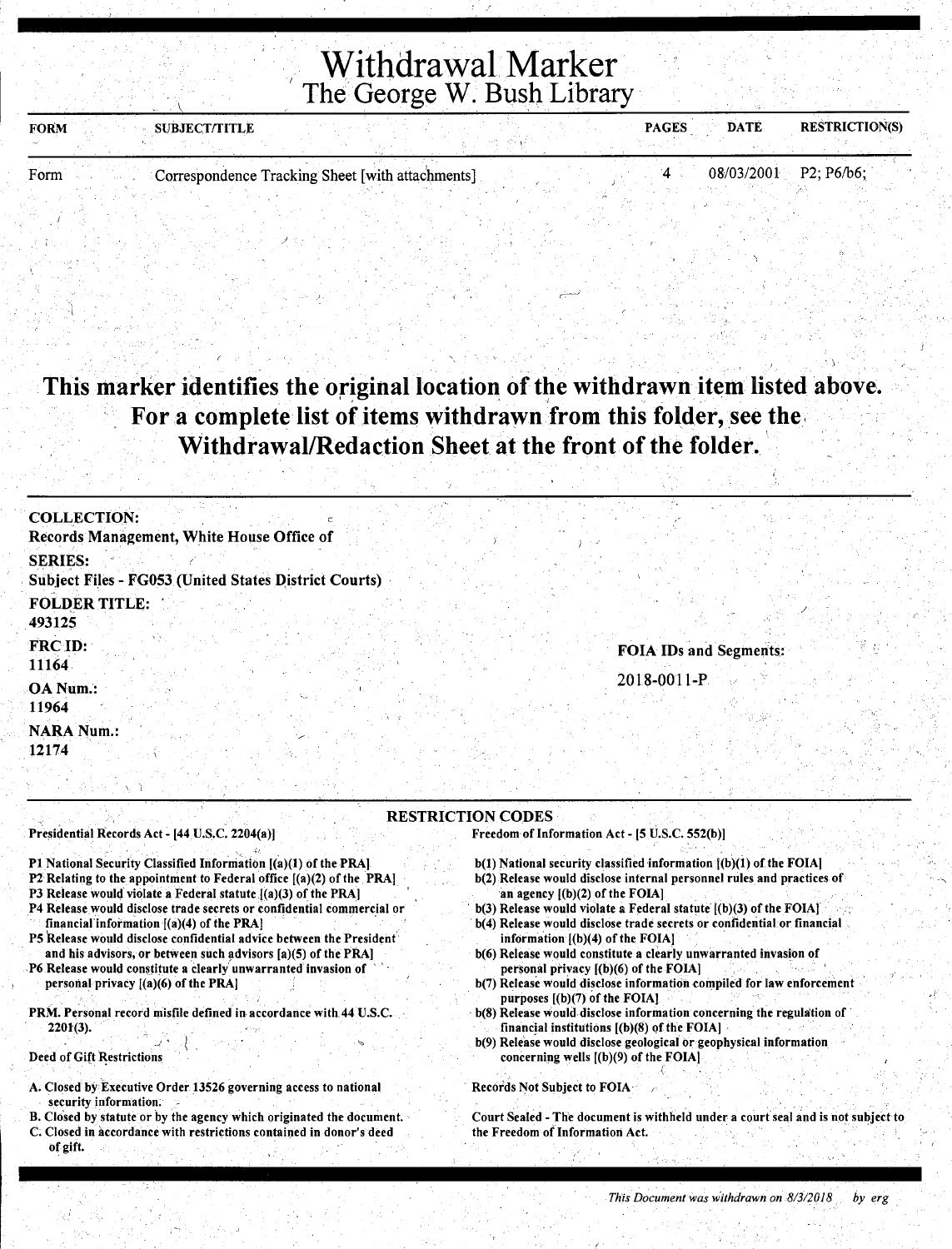# Withdrawal Marker
## The George W. Bush Library

| FORM | SUBJECT/TITLE | PAGES | DATE | RESTRICTION(S) |
|---|---|---|---|---|
| Form | Correspondence Tracking Sheet [with attachments] | 4 | 08/03/2001 | P2; P6/b6; |

**This marker identifies the original location of the withdrawn item listed above. For a complete list of items withdrawn from this folder, see the Withdrawal/Redaction Sheet at the front of the folder.**

**COLLECTION:**
Records Management, White House Office of

**SERIES:**
Subject Files - FG053 (United States District Courts)

**FOLDER TITLE:**
493125

**FRC ID:**
11164

**OA Num.:**
11964

**NARA Num.:**
12174

**FOIA IDs and Segments:**

2018-0011-P

### RESTRICTION CODES

Presidential Records Act - [44 U.S.C. 2204(a)]

P1 National Security Classified Information [(a)(1) of the PRA]
P2 Relating to the appointment to Federal office [(a)(2) of the PRA]
P3 Release would violate a Federal statute [(a)(3) of the PRA]
P4 Release would disclose trade secrets or confidential commercial or financial information [(a)(4) of the PRA]
P5 Release would disclose confidential advice between the President and his advisors, or between such advisors [a)(5) of the PRA]
P6 Release would constitute a clearly unwarranted invasion of personal privacy [(a)(6) of the PRA]

PRM. Personal record misfile defined in accordance with 44 U.S.C. 2201(3).

Deed of Gift Restrictions

A. Closed by Executive Order 13526 governing access to national security information.
B. Closed by statute or by the agency which originated the document.
C. Closed in accordance with restrictions contained in donor's deed of gift.

Freedom of Information Act - [5 U.S.C. 552(b)]

b(1) National security classified information [(b)(1) of the FOIA]
b(2) Release would disclose internal personnel rules and practices of an agency [(b)(2) of the FOIA]
b(3) Release would violate a Federal statute [(b)(3) of the FOIA]
b(4) Release would disclose trade secrets or confidential or financial information [(b)(4) of the FOIA]
b(6) Release would constitute a clearly unwarranted invasion of personal privacy [(b)(6) of the FOIA]
b(7) Release would disclose information compiled for law enforcement purposes [(b)(7) of the FOIA]
b(8) Release would disclose information concerning the regulation of financial institutions [(b)(8) of the FOIA]
b(9) Release would disclose geological or geophysical information concerning wells [(b)(9) of the FOIA]

Records Not Subject to FOIA

Court Sealed - The document is withheld under a court seal and is not subject to the Freedom of Information Act.

*This Document was withdrawn on 8/3/2018 by erg*